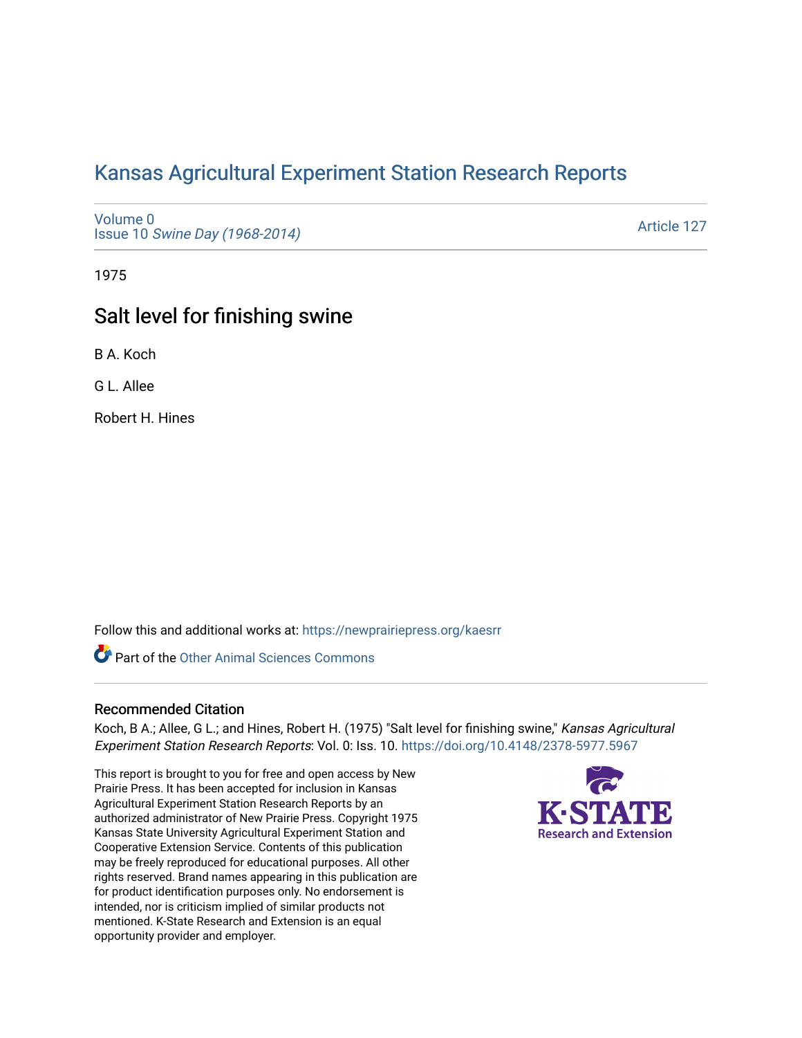# Kansas Agricultural Experiment Station Research Reports

Volume 0
Issue 10 *Swine Day (1968-2014)*

Article 127

1975

## Salt level for finishing swine

B A. Koch

G L. Allee

Robert H. Hines

Follow this and additional works at: https://newprairiepress.org/kaesrr

Part of the Other Animal Sciences Commons

### Recommended Citation

Koch, B A.; Allee, G L.; and Hines, Robert H. (1975) "Salt level for finishing swine," *Kansas Agricultural Experiment Station Research Reports*: Vol. 0: Iss. 10. https://doi.org/10.4148/2378-5977.5967

This report is brought to you for free and open access by New Prairie Press. It has been accepted for inclusion in Kansas Agricultural Experiment Station Research Reports by an authorized administrator of New Prairie Press. Copyright 1975 Kansas State University Agricultural Experiment Station and Cooperative Extension Service. Contents of this publication may be freely reproduced for educational purposes. All other rights reserved. Brand names appearing in this publication are for product identification purposes only. No endorsement is intended, nor is criticism implied of similar products not mentioned. K-State Research and Extension is an equal opportunity provider and employer.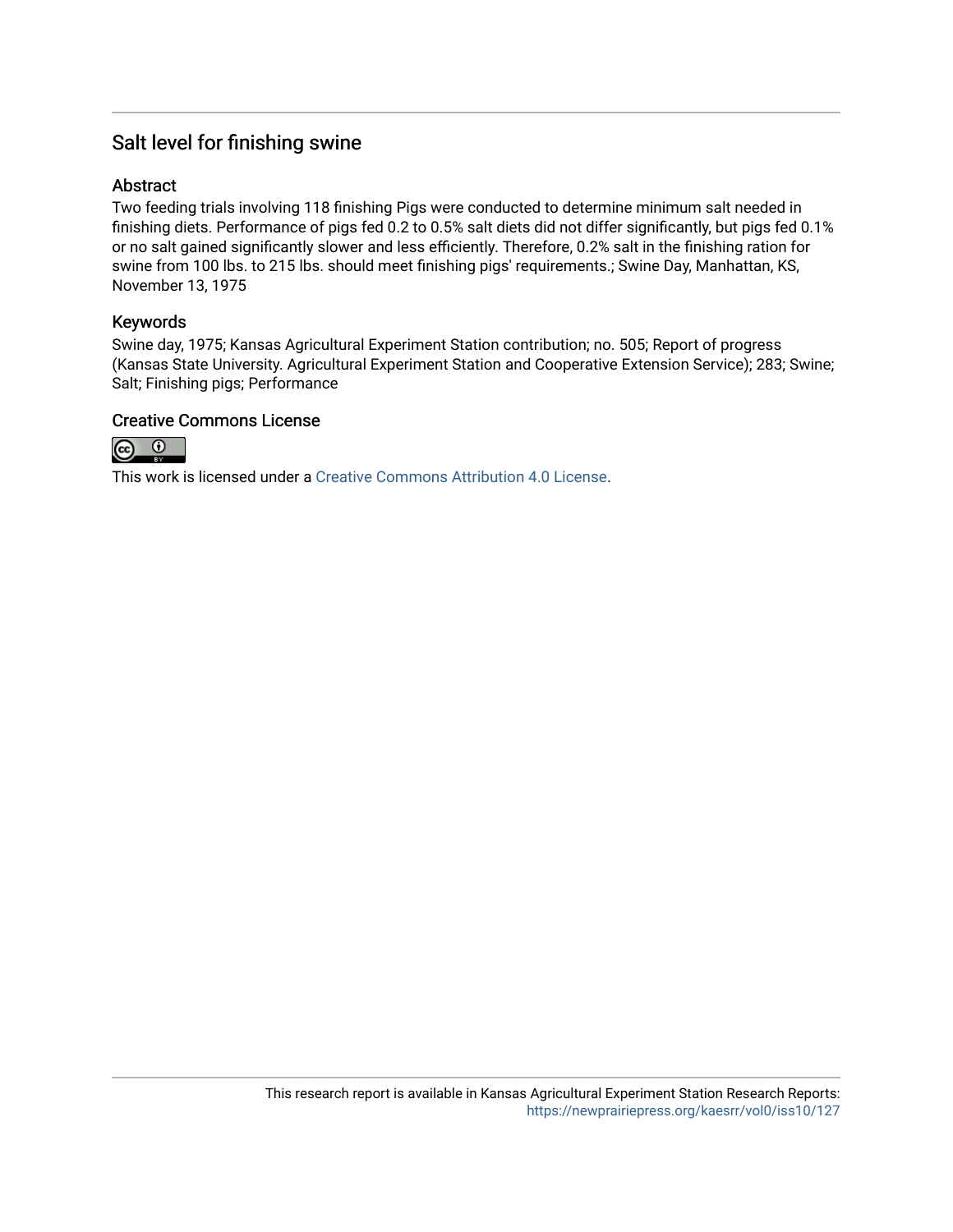## Salt level for finishing swine

### Abstract

Two feeding trials involving 118 finishing Pigs were conducted to determine minimum salt needed in finishing diets. Performance of pigs fed 0.2 to 0.5% salt diets did not differ significantly, but pigs fed 0.1% or no salt gained significantly slower and less efficiently. Therefore, 0.2% salt in the finishing ration for swine from 100 lbs. to 215 lbs. should meet finishing pigs' requirements.; Swine Day, Manhattan, KS, November 13, 1975

### Keywords

Swine day, 1975; Kansas Agricultural Experiment Station contribution; no. 505; Report of progress (Kansas State University. Agricultural Experiment Station and Cooperative Extension Service); 283; Swine; Salt; Finishing pigs; Performance

### Creative Commons License

This work is licensed under a Creative Commons Attribution 4.0 License.

This research report is available in Kansas Agricultural Experiment Station Research Reports: https://newprairiepress.org/kaesrr/vol0/iss10/127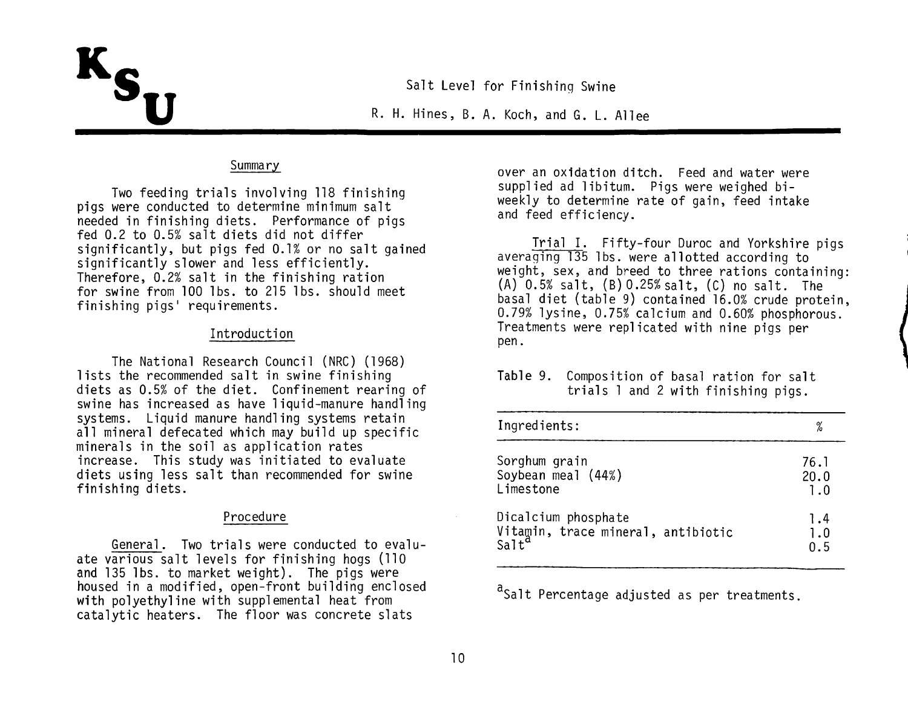# Salt Level for Finishing Swine

R. H. Hines, B. A. Koch, and G. L. Allee

## Summary

Two feeding trials involving 118 finishing pigs were conducted to determine minimum salt needed in finishing diets. Performance of pigs fed 0.2 to 0.5% salt diets did not differ significantly, but pigs fed 0.1% or no salt gained significantly slower and less efficiently. Therefore, 0.2% salt in the finishing ration for swine from 100 lbs. to 215 lbs. should meet finishing pigs' requirements.

## Introduction

The National Research Council (NRC) (1968) lists the recommended salt in swine finishing diets as 0.5% of the diet. Confinement rearing of swine has increased as have liquid-manure handling systems. Liquid manure handling systems retain all mineral defecated which may build up specific minerals in the soil as application rates increase. This study was initiated to evaluate diets using less salt than recommended for swine finishing diets.

## Procedure

General. Two trials were conducted to evaluate various salt levels for finishing hogs (110 and 135 lbs. to market weight). The pigs were housed in a modified, open-front building enclosed with polyethyline with supplemental heat from catalytic heaters. The floor was concrete slats over an oxidation ditch. Feed and water were supplied ad libitum. Pigs were weighed biweekly to determine rate of gain, feed intake and feed efficiency.

Trial I. Fifty-four Duroc and Yorkshire pigs averaging 135 lbs. were allotted according to weight, sex, and breed to three rations containing: (A) 0.5% salt, (B) 0.25% salt, (C) no salt. The basal diet (table 9) contained 16.0% crude protein, 0.79% lysine, 0.75% calcium and 0.60% phosphorous. Treatments were replicated with nine pigs per pen.

Table 9. Composition of basal ration for salt trials 1 and 2 with finishing pigs.

| Ingredients: | % |
|---|---|
| Sorghum grain | 76.1 |
| Soybean meal (44%) | 20.0 |
| Limestone | 1.0 |
| Dicalcium phosphate | 1.4 |
| Vitamin, trace mineral, antibiotic | 1.0 |
| Salt[a] | 0.5 |

[a]Salt Percentage adjusted as per treatments.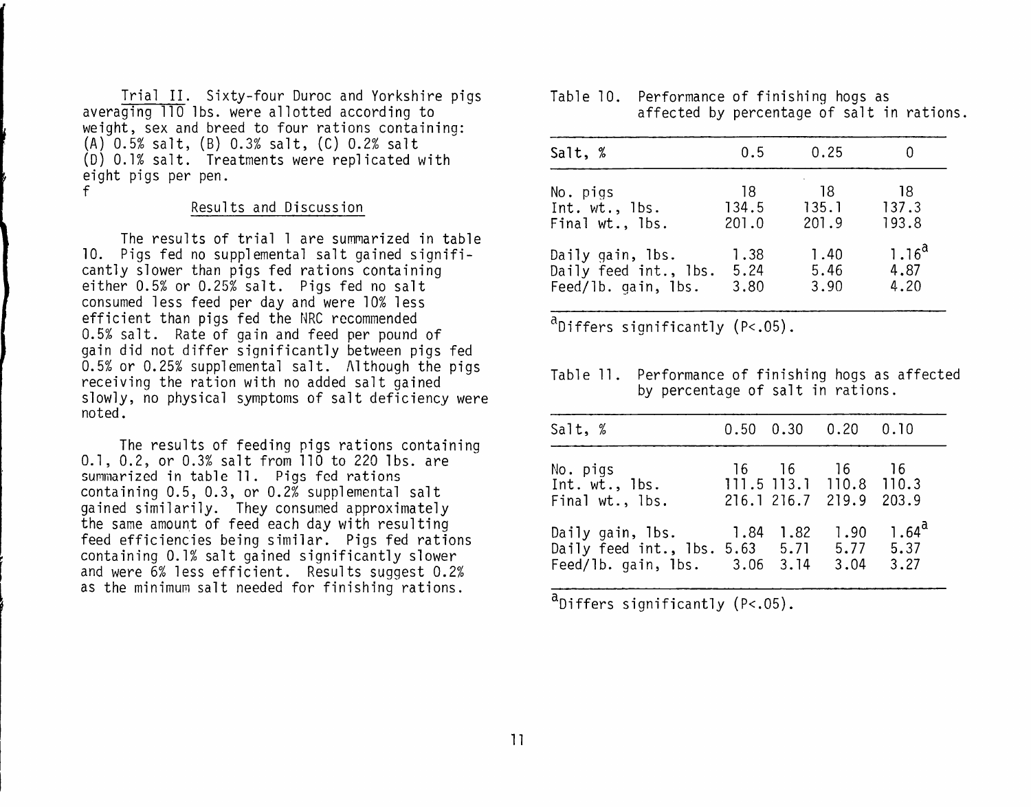Trial II. Sixty-four Duroc and Yorkshire pigs averaging 110 lbs. were allotted according to weight, sex and breed to four rations containing: (A) 0.5% salt, (B) 0.3% salt, (C) 0.2% salt (D) 0.1% salt. Treatments were replicated with eight pigs per pen.
f

## Results and Discussion

The results of trial 1 are summarized in table 10. Pigs fed no supplemental salt gained significantly slower than pigs fed rations containing either 0.5% or 0.25% salt. Pigs fed no salt consumed less feed per day and were 10% less efficient than pigs fed the NRC recommended 0.5% salt. Rate of gain and feed per pound of gain did not differ significantly between pigs fed 0.5% or 0.25% supplemental salt. Although the pigs receiving the ration with no added salt gained slowly, no physical symptoms of salt deficiency were noted.

The results of feeding pigs rations containing 0.1, 0.2, or 0.3% salt from 110 to 220 lbs. are summarized in table 11. Pigs fed rations containing 0.5, 0.3, or 0.2% supplemental salt gained similarily. They consumed approximately the same amount of feed each day with resulting feed efficiencies being similar. Pigs fed rations containing 0.1% salt gained significantly slower and were 6% less efficient. Results suggest 0.2% as the minimum salt needed for finishing rations.

Table 10. Performance of finishing hogs as affected by percentage of salt in rations.

| Salt, % | 0.5 | 0.25 | 0 |
|---|---|---|---|
| No. pigs | 18 | 18 | 18 |
| Int. wt., lbs. | 134.5 | 135.1 | 137.3 |
| Final wt., lbs. | 201.0 | 201.9 | 193.8 |
| Daily gain, lbs. | 1.38 | 1.40 | 1.16[a] |
| Daily feed int., lbs. | 5.24 | 5.46 | 4.87 |
| Feed/lb. gain, lbs. | 3.80 | 3.90 | 4.20 |

[a]Differs significantly ($P<.05$).

Table 11. Performance of finishing hogs as affected by percentage of salt in rations.

| Salt, % | 0.50 | 0.30 | 0.20 | 0.10 |
|---|---|---|---|---|
| No. pigs | 16 | 16 | 16 | 16 |
| Int. wt., lbs. | 111.5 | 113.1 | 110.8 | 110.3 |
| Final wt., lbs. | 216.1 | 216.7 | 219.9 | 203.9 |
| Daily gain, lbs. | 1.84 | 1.82 | 1.90 | 1.64[a] |
| Daily feed int., lbs. | 5.63 | 5.71 | 5.77 | 5.37 |
| Feed/lb. gain, lbs. | 3.06 | 3.14 | 3.04 | 3.27 |

[a]Differs significantly ($P<.05$).